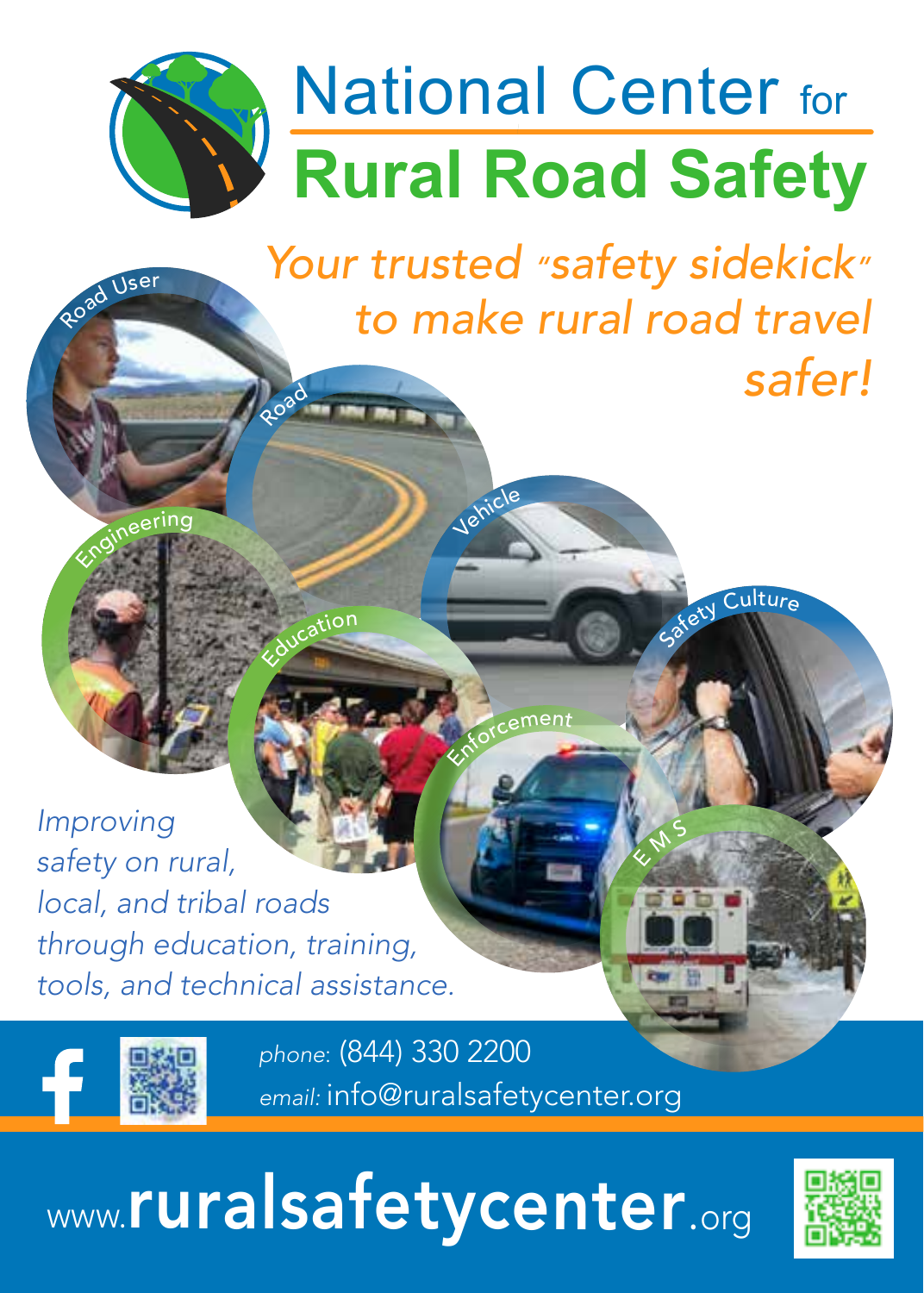# National Center for Rural Road Safety

*Your trusted "safety sidekick" to make rural road travel safer!*

Road User

Road

Vehicle

Engineering

Education

Safety Culture

Enforcement

EMS

*Improving safety on rural, local, and tribal roads through education, training, tools, and technical assistance.*

*phone:* (844) 330 2200

*email:* info@ruralsafetycenter.org

www.**ruralsafetycenter**.org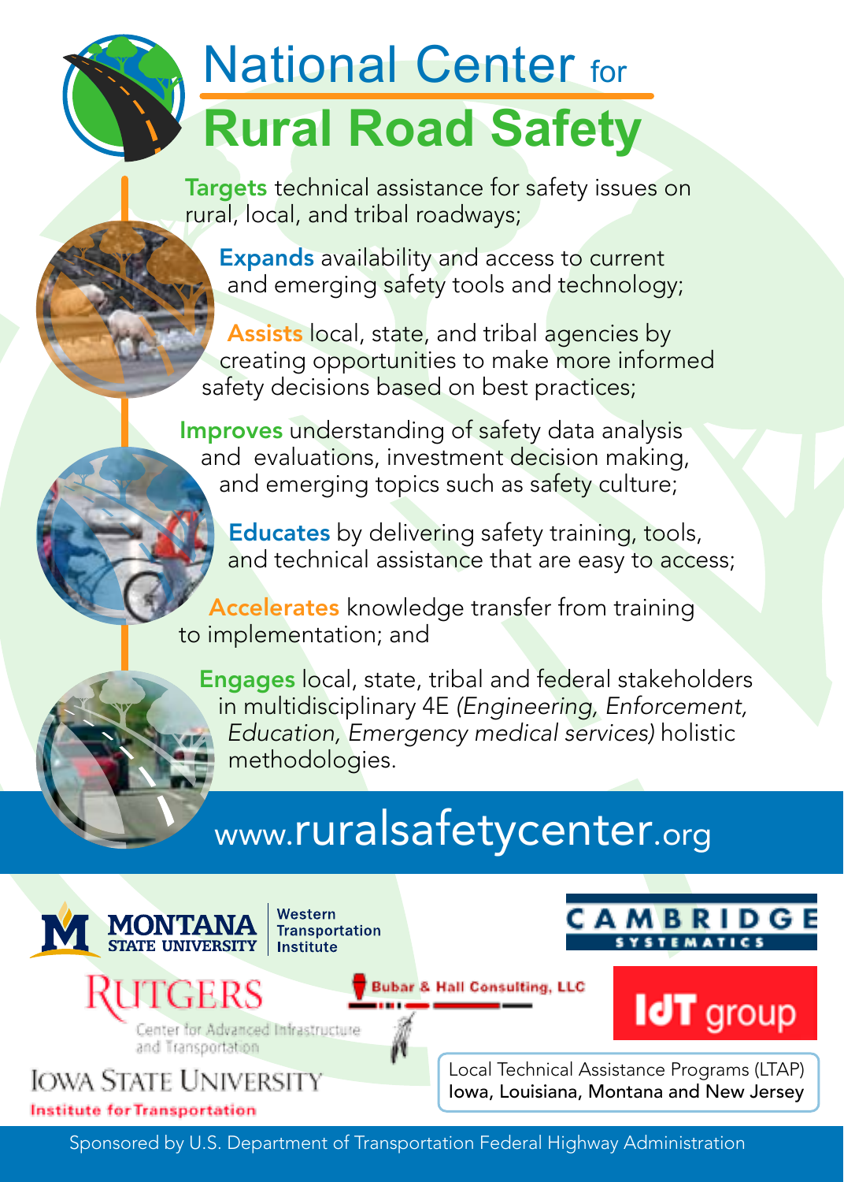# National Center for Rural Road Safety

**Targets** technical assistance for safety issues on rural, local, and tribal roadways;

**Expands** availability and access to current and emerging safety tools and technology;

**Assists** local, state, and tribal agencies by creating opportunities to make more informed safety decisions based on best practices;

**Improves** understanding of safety data analysis and evaluations, investment decision making, and emerging topics such as safety culture;

**Educates** by delivering safety training, tools, and technical assistance that are easy to access;

**Accelerates** knowledge transfer from training to implementation; and

**Engages** local, state, tribal and federal stakeholders in multidisciplinary 4E *(Engineering, Enforcement, Education, Emergency medical services)* holistic methodologies.

## www.ruralsafetycenter.org

Montana State University – Western Transportation Institute

Cambridge Systematics

Rutgers – Center for Advanced Infrastructure and Transportation

Bubar & Hall Consulting, LLC

IdT group

Iowa State University – Institute for Transportation

Local Technical Assistance Programs (LTAP) Iowa, Louisiana, Montana and New Jersey

Sponsored by U.S. Department of Transportation Federal Highway Administration